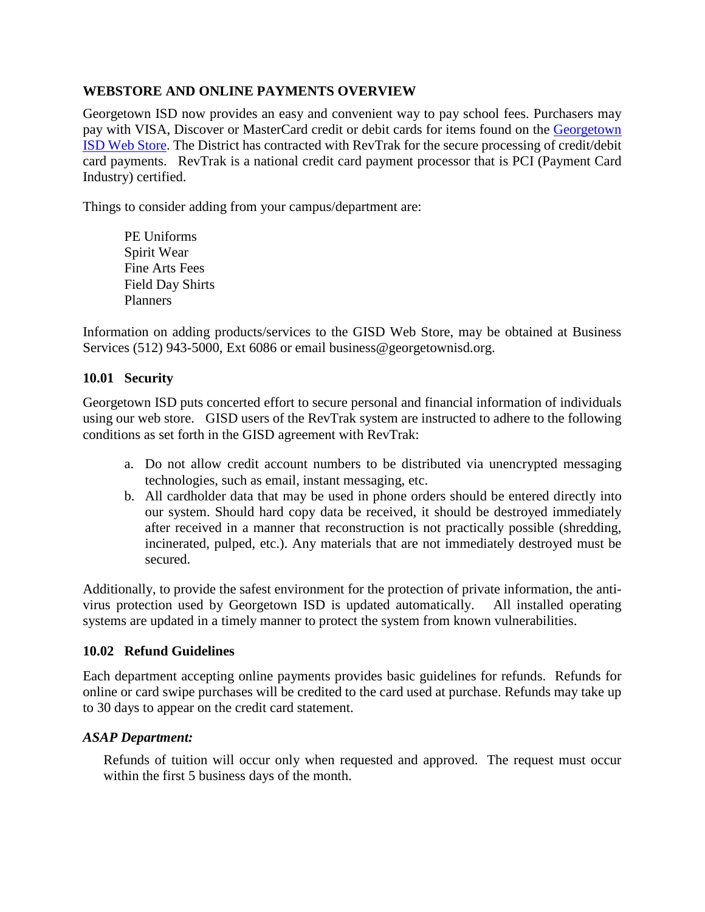## WEBSTORE AND ONLINE PAYMENTS OVERVIEW

Georgetown ISD now provides an easy and convenient way to pay school fees. Purchasers may pay with VISA, Discover or MasterCard credit or debit cards for items found on the [Georgetown ISD Web Store](). The District has contracted with RevTrak for the secure processing of credit/debit card payments. RevTrak is a national credit card payment processor that is PCI (Payment Card Industry) certified.

Things to consider adding from your campus/department are:

- PE Uniforms
- Spirit Wear
- Fine Arts Fees
- Field Day Shirts
- Planners

Information on adding products/services to the GISD Web Store, may be obtained at Business Services (512) 943-5000, Ext 6086 or email business@georgetownisd.org.

### 10.01 Security

Georgetown ISD puts concerted effort to secure personal and financial information of individuals using our web store. GISD users of the RevTrak system are instructed to adhere to the following conditions as set forth in the GISD agreement with RevTrak:

a. Do not allow credit account numbers to be distributed via unencrypted messaging technologies, such as email, instant messaging, etc.
b. All cardholder data that may be used in phone orders should be entered directly into our system. Should hard copy data be received, it should be destroyed immediately after received in a manner that reconstruction is not practically possible (shredding, incinerated, pulped, etc.). Any materials that are not immediately destroyed must be secured.

Additionally, to provide the safest environment for the protection of private information, the anti-virus protection used by Georgetown ISD is updated automatically. All installed operating systems are updated in a timely manner to protect the system from known vulnerabilities.

### 10.02 Refund Guidelines

Each department accepting online payments provides basic guidelines for refunds. Refunds for online or card swipe purchases will be credited to the card used at purchase. Refunds may take up to 30 days to appear on the credit card statement.

***ASAP Department:***

Refunds of tuition will occur only when requested and approved. The request must occur within the first 5 business days of the month.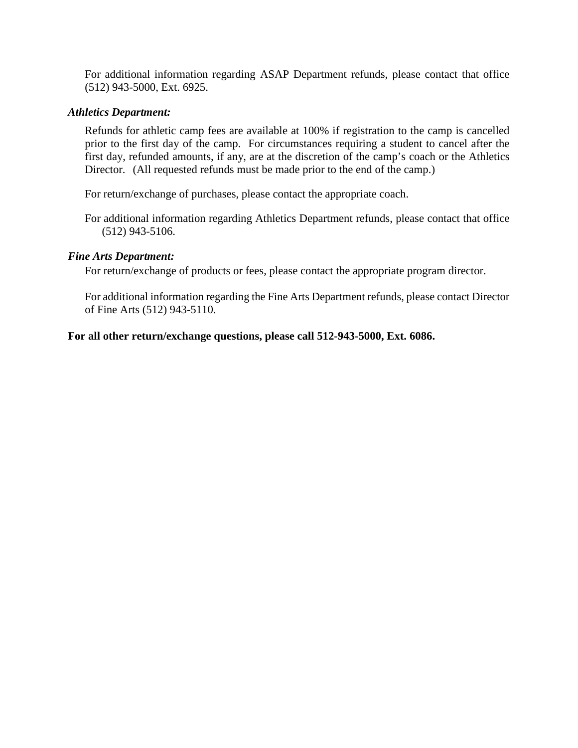For additional information regarding ASAP Department refunds, please contact that office (512) 943-5000, Ext. 6925.

***Athletics Department:***

Refunds for athletic camp fees are available at 100% if registration to the camp is cancelled prior to the first day of the camp. For circumstances requiring a student to cancel after the first day, refunded amounts, if any, are at the discretion of the camp's coach or the Athletics Director. (All requested refunds must be made prior to the end of the camp.)

For return/exchange of purchases, please contact the appropriate coach.

For additional information regarding Athletics Department refunds, please contact that office (512) 943-5106.

***Fine Arts Department:***

For return/exchange of products or fees, please contact the appropriate program director.

For additional information regarding the Fine Arts Department refunds, please contact Director of Fine Arts (512) 943-5110.

**For all other return/exchange questions, please call 512-943-5000, Ext. 6086.**